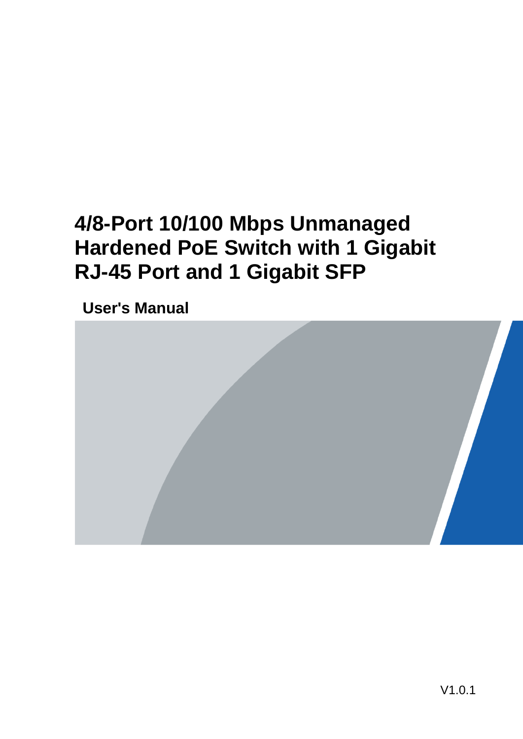# 4/8-Port 10/100 Mbps Unmanaged Hardened PoE Switch with 1 Gigabit RJ-45 Port and 1 Gigabit SFP

## User's Manual

V1.0.1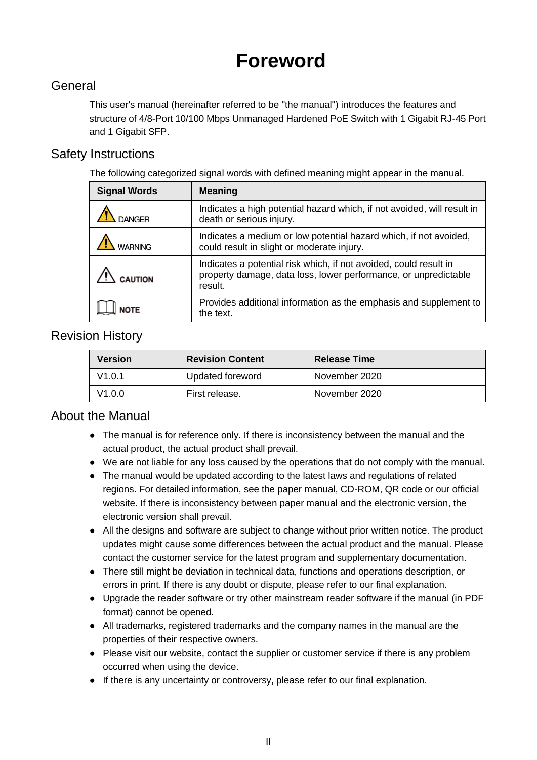# Foreword

## General

This user's manual (hereinafter referred to be "the manual") introduces the features and structure of 4/8-Port 10/100 Mbps Unmanaged Hardened PoE Switch with 1 Gigabit RJ-45 Port and 1 Gigabit SFP.

## Safety Instructions

The following categorized signal words with defined meaning might appear in the manual.

| Signal Words | Meaning |
| --- | --- |
| DANGER | Indicates a high potential hazard which, if not avoided, will result in death or serious injury. |
| WARNING | Indicates a medium or low potential hazard which, if not avoided, could result in slight or moderate injury. |
| CAUTION | Indicates a potential risk which, if not avoided, could result in property damage, data loss, lower performance, or unpredictable result. |
| NOTE | Provides additional information as the emphasis and supplement to the text. |

## Revision History

| Version | Revision Content | Release Time |
| --- | --- | --- |
| V1.0.1 | Updated foreword | November 2020 |
| V1.0.0 | First release. | November 2020 |

## About the Manual

- The manual is for reference only. If there is inconsistency between the manual and the actual product, the actual product shall prevail.
- We are not liable for any loss caused by the operations that do not comply with the manual.
- The manual would be updated according to the latest laws and regulations of related regions. For detailed information, see the paper manual, CD-ROM, QR code or our official website. If there is inconsistency between paper manual and the electronic version, the electronic version shall prevail.
- All the designs and software are subject to change without prior written notice. The product updates might cause some differences between the actual product and the manual. Please contact the customer service for the latest program and supplementary documentation.
- There still might be deviation in technical data, functions and operations description, or errors in print. If there is any doubt or dispute, please refer to our final explanation.
- Upgrade the reader software or try other mainstream reader software if the manual (in PDF format) cannot be opened.
- All trademarks, registered trademarks and the company names in the manual are the properties of their respective owners.
- Please visit our website, contact the supplier or customer service if there is any problem occurred when using the device.
- If there is any uncertainty or controversy, please refer to our final explanation.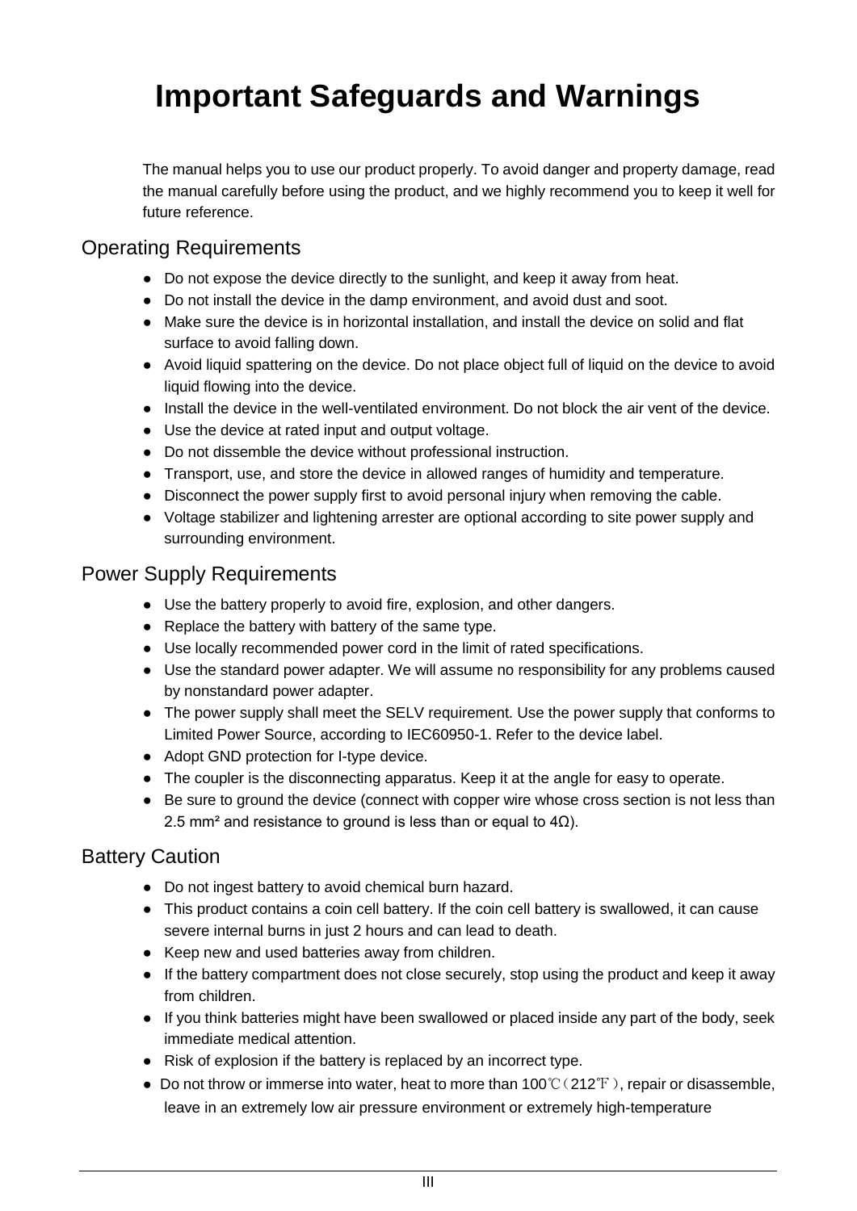# Important Safeguards and Warnings

The manual helps you to use our product properly. To avoid danger and property damage, read the manual carefully before using the product, and we highly recommend you to keep it well for future reference.

## Operating Requirements

- Do not expose the device directly to the sunlight, and keep it away from heat.
- Do not install the device in the damp environment, and avoid dust and soot.
- Make sure the device is in horizontal installation, and install the device on solid and flat surface to avoid falling down.
- Avoid liquid spattering on the device. Do not place object full of liquid on the device to avoid liquid flowing into the device.
- Install the device in the well-ventilated environment. Do not block the air vent of the device.
- Use the device at rated input and output voltage.
- Do not dissemble the device without professional instruction.
- Transport, use, and store the device in allowed ranges of humidity and temperature.
- Disconnect the power supply first to avoid personal injury when removing the cable.
- Voltage stabilizer and lightening arrester are optional according to site power supply and surrounding environment.

## Power Supply Requirements

- Use the battery properly to avoid fire, explosion, and other dangers.
- Replace the battery with battery of the same type.
- Use locally recommended power cord in the limit of rated specifications.
- Use the standard power adapter. We will assume no responsibility for any problems caused by nonstandard power adapter.
- The power supply shall meet the SELV requirement. Use the power supply that conforms to Limited Power Source, according to IEC60950-1. Refer to the device label.
- Adopt GND protection for I-type device.
- The coupler is the disconnecting apparatus. Keep it at the angle for easy to operate.
- Be sure to ground the device (connect with copper wire whose cross section is not less than 2.5 mm² and resistance to ground is less than or equal to 4Ω).

## Battery Caution

- Do not ingest battery to avoid chemical burn hazard.
- This product contains a coin cell battery. If the coin cell battery is swallowed, it can cause severe internal burns in just 2 hours and can lead to death.
- Keep new and used batteries away from children.
- If the battery compartment does not close securely, stop using the product and keep it away from children.
- If you think batteries might have been swallowed or placed inside any part of the body, seek immediate medical attention.
- Risk of explosion if the battery is replaced by an incorrect type.
- Do not throw or immerse into water, heat to more than 100℃（212℉）, repair or disassemble, leave in an extremely low air pressure environment or extremely high-temperature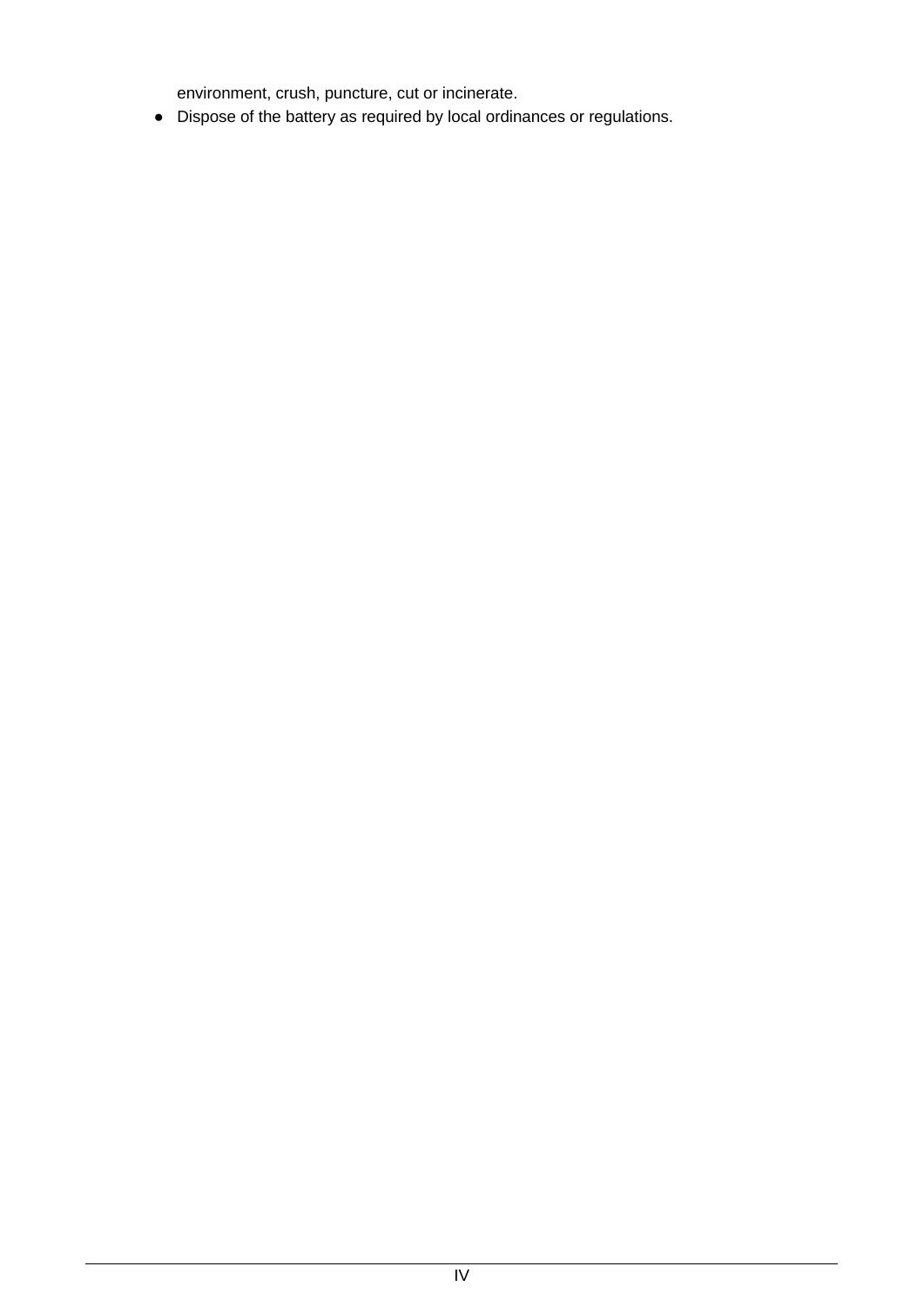environment, crush, puncture, cut or incinerate.

- Dispose of the battery as required by local ordinances or regulations.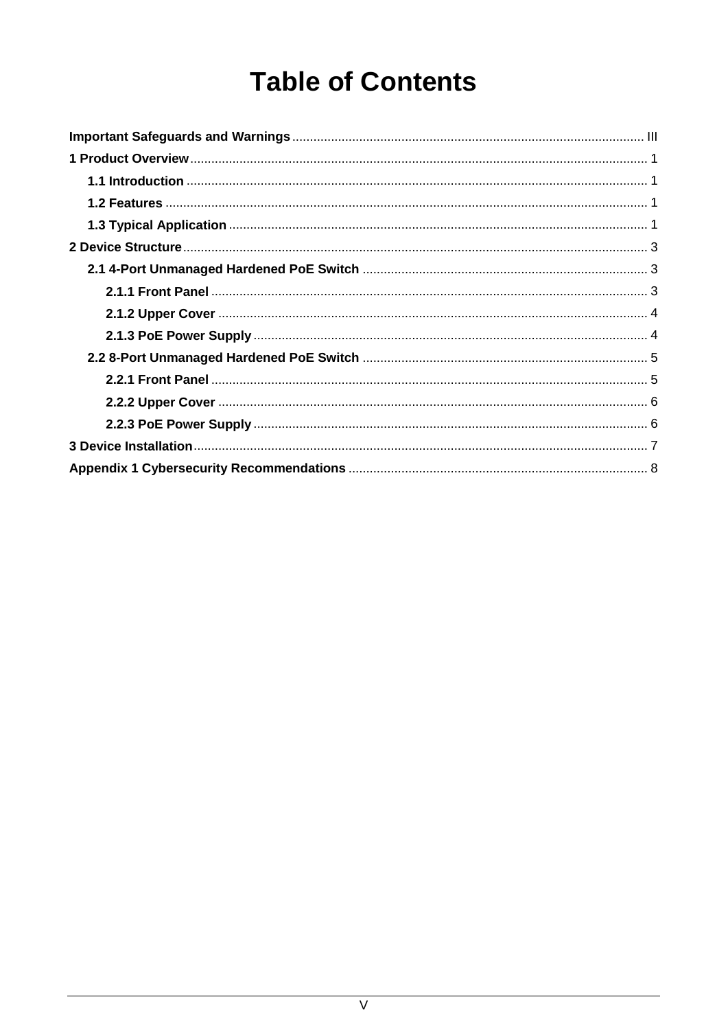# Table of Contents

**Important Safeguards and Warnings** ..... III

**1 Product Overview** ..... 1

- **1.1 Introduction** ..... 1
- **1.2 Features** ..... 1
- **1.3 Typical Application** ..... 1

**2 Device Structure** ..... 3

- **2.1 4-Port Unmanaged Hardened PoE Switch** ..... 3
  - **2.1.1 Front Panel** ..... 3
  - **2.1.2 Upper Cover** ..... 4
  - **2.1.3 PoE Power Supply** ..... 4
- **2.2 8-Port Unmanaged Hardened PoE Switch** ..... 5
  - **2.2.1 Front Panel** ..... 5
  - **2.2.2 Upper Cover** ..... 6
  - **2.2.3 PoE Power Supply** ..... 6

**3 Device Installation** ..... 7

**Appendix 1 Cybersecurity Recommendations** ..... 8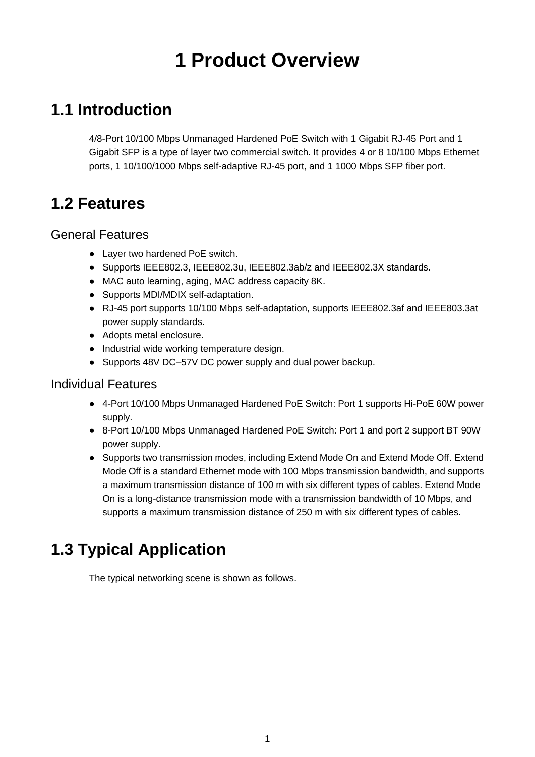# 1 Product Overview

## 1.1 Introduction

4/8-Port 10/100 Mbps Unmanaged Hardened PoE Switch with 1 Gigabit RJ-45 Port and 1 Gigabit SFP is a type of layer two commercial switch. It provides 4 or 8 10/100 Mbps Ethernet ports, 1 10/100/1000 Mbps self-adaptive RJ-45 port, and 1 1000 Mbps SFP fiber port.

## 1.2 Features

### General Features

- Layer two hardened PoE switch.
- Supports IEEE802.3, IEEE802.3u, IEEE802.3ab/z and IEEE802.3X standards.
- MAC auto learning, aging, MAC address capacity 8K.
- Supports MDI/MDIX self-adaptation.
- RJ-45 port supports 10/100 Mbps self-adaptation, supports IEEE802.3af and IEEE803.3at power supply standards.
- Adopts metal enclosure.
- Industrial wide working temperature design.
- Supports 48V DC–57V DC power supply and dual power backup.

### Individual Features

- 4-Port 10/100 Mbps Unmanaged Hardened PoE Switch: Port 1 supports Hi-PoE 60W power supply.
- 8-Port 10/100 Mbps Unmanaged Hardened PoE Switch: Port 1 and port 2 support BT 90W power supply.
- Supports two transmission modes, including Extend Mode On and Extend Mode Off. Extend Mode Off is a standard Ethernet mode with 100 Mbps transmission bandwidth, and supports a maximum transmission distance of 100 m with six different types of cables. Extend Mode On is a long-distance transmission mode with a transmission bandwidth of 10 Mbps, and supports a maximum transmission distance of 250 m with six different types of cables.

## 1.3 Typical Application

The typical networking scene is shown as follows.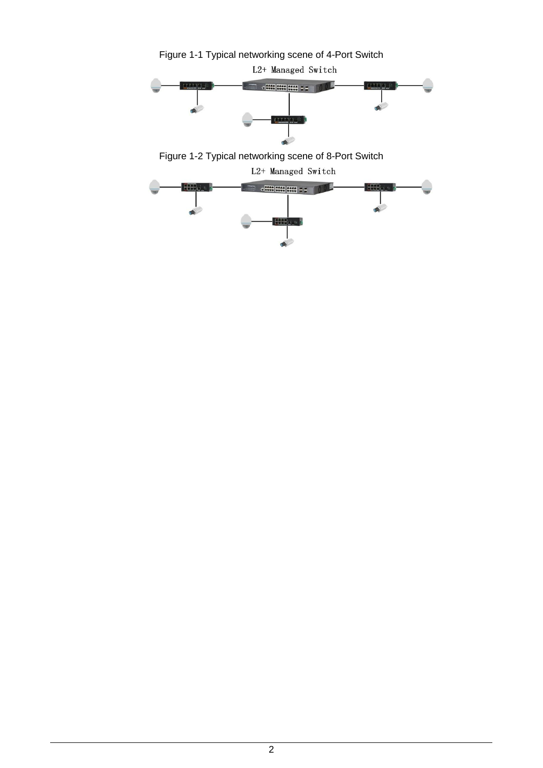Figure 1-1 Typical networking scene of 4-Port Switch

L2+ Managed Switch

Figure 1-2 Typical networking scene of 8-Port Switch

L2+ Managed Switch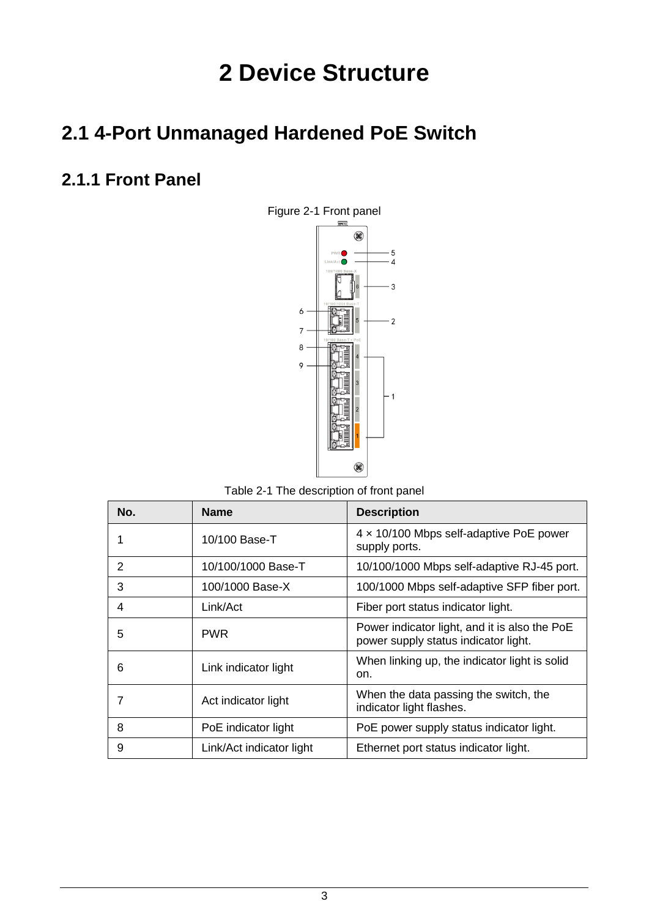# 2 Device Structure

## 2.1 4-Port Unmanaged Hardened PoE Switch

### 2.1.1 Front Panel

Figure 2-1 Front panel

Table 2-1 The description of front panel

| No. | Name | Description |
|---|---|---|
| 1 | 10/100 Base-T | 4 × 10/100 Mbps self-adaptive PoE power supply ports. |
| 2 | 10/100/1000 Base-T | 10/100/1000 Mbps self-adaptive RJ-45 port. |
| 3 | 100/1000 Base-X | 100/1000 Mbps self-adaptive SFP fiber port. |
| 4 | Link/Act | Fiber port status indicator light. |
| 5 | PWR | Power indicator light, and it is also the PoE power supply status indicator light. |
| 6 | Link indicator light | When linking up, the indicator light is solid on. |
| 7 | Act indicator light | When the data passing the switch, the indicator light flashes. |
| 8 | PoE indicator light | PoE power supply status indicator light. |
| 9 | Link/Act indicator light | Ethernet port status indicator light. |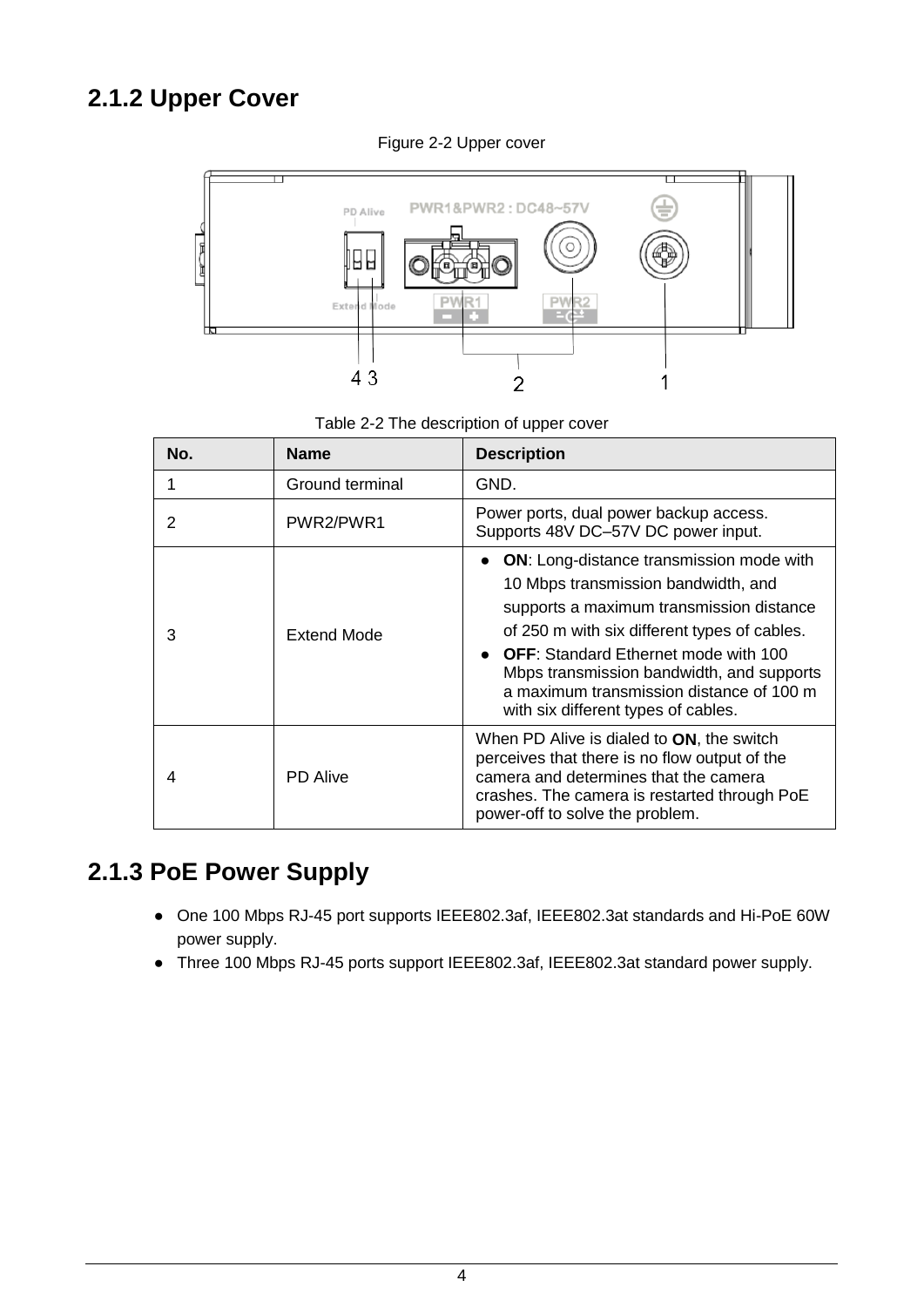## 2.1.2 Upper Cover

Figure 2-2 Upper cover

Table 2-2 The description of upper cover

| No. | Name | Description |
|---|---|---|
| 1 | Ground terminal | GND. |
| 2 | PWR2/PWR1 | Power ports, dual power backup access. Supports 48V DC–57V DC power input. |
| 3 | Extend Mode | ● **ON**: Long-distance transmission mode with 10 Mbps transmission bandwidth, and supports a maximum transmission distance of 250 m with six different types of cables. ● **OFF**: Standard Ethernet mode with 100 Mbps transmission bandwidth, and supports a maximum transmission distance of 100 m with six different types of cables. |
| 4 | PD Alive | When PD Alive is dialed to **ON**, the switch perceives that there is no flow output of the camera and determines that the camera crashes. The camera is restarted through PoE power-off to solve the problem. |

## 2.1.3 PoE Power Supply

- One 100 Mbps RJ-45 port supports IEEE802.3af, IEEE802.3at standards and Hi-PoE 60W power supply.
- Three 100 Mbps RJ-45 ports support IEEE802.3af, IEEE802.3at standard power supply.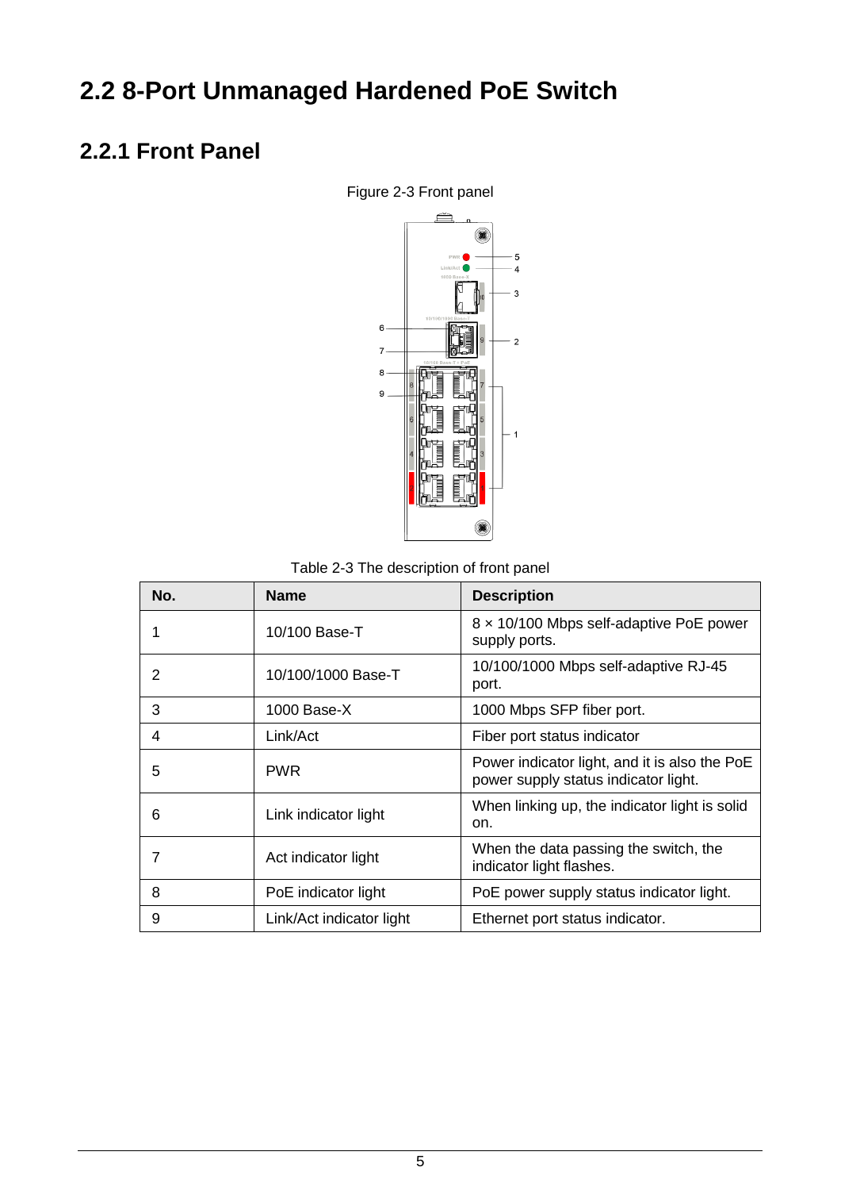# 2.2 8-Port Unmanaged Hardened PoE Switch

## 2.2.1 Front Panel

Figure 2-3 Front panel

Table 2-3 The description of front panel

| No. | Name | Description |
|---|---|---|
| 1 | 10/100 Base-T | 8 × 10/100 Mbps self-adaptive PoE power supply ports. |
| 2 | 10/100/1000 Base-T | 10/100/1000 Mbps self-adaptive RJ-45 port. |
| 3 | 1000 Base-X | 1000 Mbps SFP fiber port. |
| 4 | Link/Act | Fiber port status indicator |
| 5 | PWR | Power indicator light, and it is also the PoE power supply status indicator light. |
| 6 | Link indicator light | When linking up, the indicator light is solid on. |
| 7 | Act indicator light | When the data passing the switch, the indicator light flashes. |
| 8 | PoE indicator light | PoE power supply status indicator light. |
| 9 | Link/Act indicator light | Ethernet port status indicator. |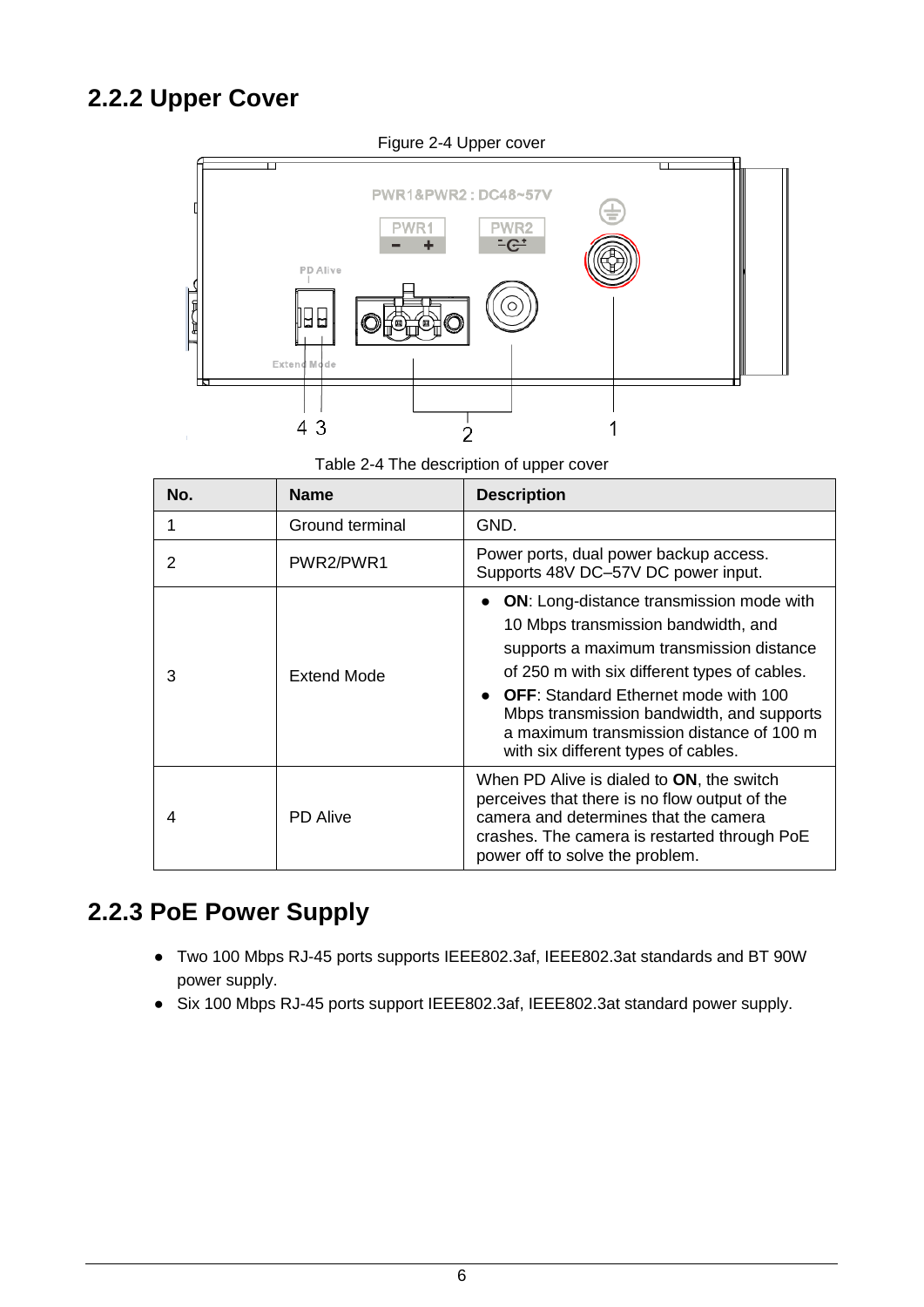## 2.2.2 Upper Cover

Figure 2-4 Upper cover

Table 2-4 The description of upper cover

| No. | Name | Description |
|---|---|---|
| 1 | Ground terminal | GND. |
| 2 | PWR2/PWR1 | Power ports, dual power backup access. Supports 48V DC–57V DC power input. |
| 3 | Extend Mode | ● **ON**: Long-distance transmission mode with 10 Mbps transmission bandwidth, and supports a maximum transmission distance of 250 m with six different types of cables. ● **OFF**: Standard Ethernet mode with 100 Mbps transmission bandwidth, and supports a maximum transmission distance of 100 m with six different types of cables. |
| 4 | PD Alive | When PD Alive is dialed to **ON**, the switch perceives that there is no flow output of the camera and determines that the camera crashes. The camera is restarted through PoE power off to solve the problem. |

## 2.2.3 PoE Power Supply

- Two 100 Mbps RJ-45 ports supports IEEE802.3af, IEEE802.3at standards and BT 90W power supply.
- Six 100 Mbps RJ-45 ports support IEEE802.3af, IEEE802.3at standard power supply.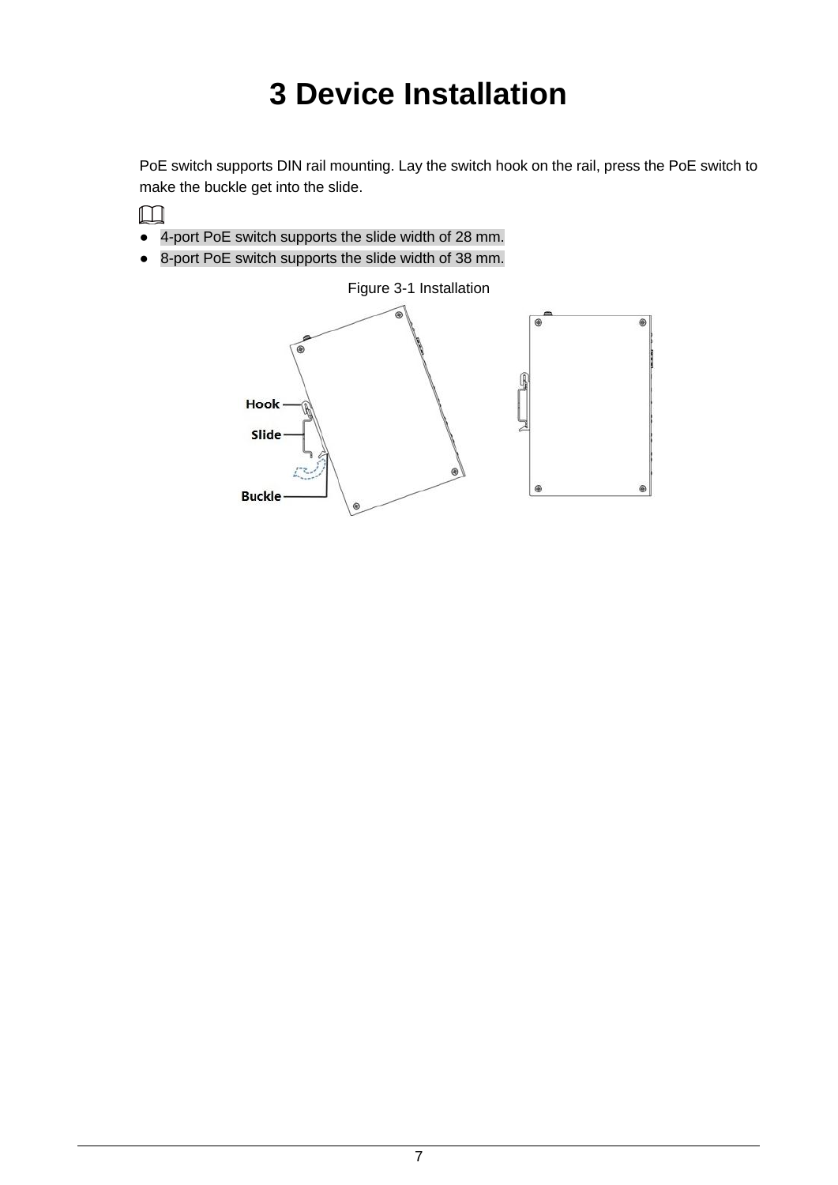# 3 Device Installation

PoE switch supports DIN rail mounting. Lay the switch hook on the rail, press the PoE switch to make the buckle get into the slide.

- 4-port PoE switch supports the slide width of 28 mm.
- 8-port PoE switch supports the slide width of 38 mm.

Figure 3-1 Installation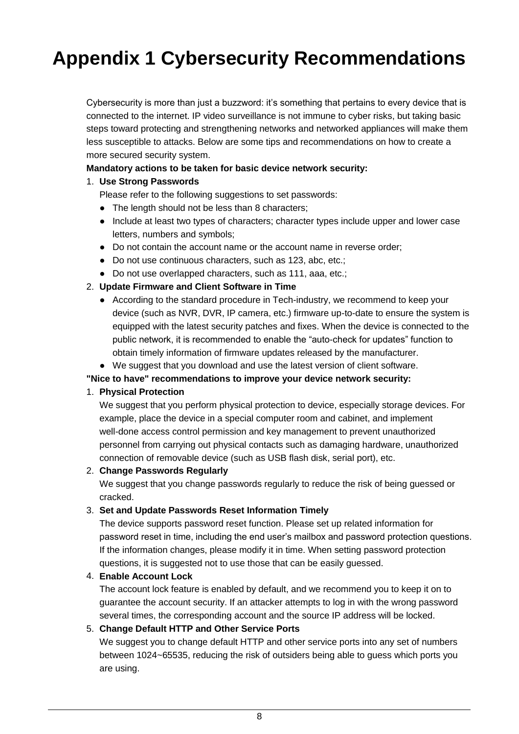# Appendix 1 Cybersecurity Recommendations

Cybersecurity is more than just a buzzword: it's something that pertains to every device that is connected to the internet. IP video surveillance is not immune to cyber risks, but taking basic steps toward protecting and strengthening networks and networked appliances will make them less susceptible to attacks. Below are some tips and recommendations on how to create a more secured security system.

**Mandatory actions to be taken for basic device network security:**

1. **Use Strong Passwords**

   Please refer to the following suggestions to set passwords:

   - The length should not be less than 8 characters;
   - Include at least two types of characters; character types include upper and lower case letters, numbers and symbols;
   - Do not contain the account name or the account name in reverse order;
   - Do not use continuous characters, such as 123, abc, etc.;
   - Do not use overlapped characters, such as 111, aaa, etc.;

2. **Update Firmware and Client Software in Time**

   - According to the standard procedure in Tech-industry, we recommend to keep your device (such as NVR, DVR, IP camera, etc.) firmware up-to-date to ensure the system is equipped with the latest security patches and fixes. When the device is connected to the public network, it is recommended to enable the "auto-check for updates" function to obtain timely information of firmware updates released by the manufacturer.
   - We suggest that you download and use the latest version of client software.

**"Nice to have" recommendations to improve your device network security:**

1. **Physical Protection**

   We suggest that you perform physical protection to device, especially storage devices. For example, place the device in a special computer room and cabinet, and implement well-done access control permission and key management to prevent unauthorized personnel from carrying out physical contacts such as damaging hardware, unauthorized connection of removable device (such as USB flash disk, serial port), etc.

2. **Change Passwords Regularly**

   We suggest that you change passwords regularly to reduce the risk of being guessed or cracked.

3. **Set and Update Passwords Reset Information Timely**

   The device supports password reset function. Please set up related information for password reset in time, including the end user's mailbox and password protection questions. If the information changes, please modify it in time. When setting password protection questions, it is suggested not to use those that can be easily guessed.

4. **Enable Account Lock**

   The account lock feature is enabled by default, and we recommend you to keep it on to guarantee the account security. If an attacker attempts to log in with the wrong password several times, the corresponding account and the source IP address will be locked.

5. **Change Default HTTP and Other Service Ports**

   We suggest you to change default HTTP and other service ports into any set of numbers between 1024~65535, reducing the risk of outsiders being able to guess which ports you are using.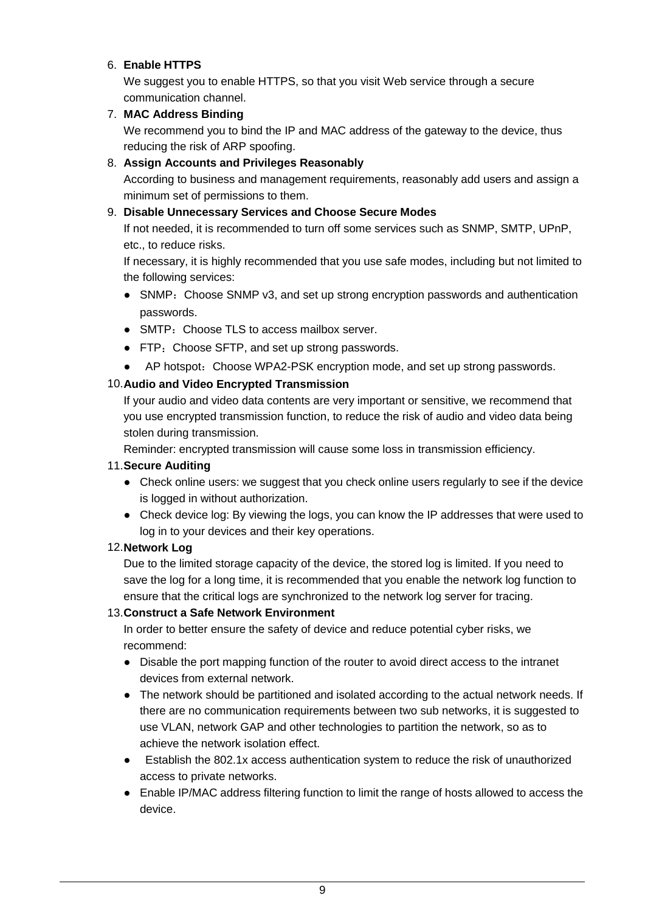6. **Enable HTTPS**

   We suggest you to enable HTTPS, so that you visit Web service through a secure communication channel.

7. **MAC Address Binding**

   We recommend you to bind the IP and MAC address of the gateway to the device, thus reducing the risk of ARP spoofing.

8. **Assign Accounts and Privileges Reasonably**

   According to business and management requirements, reasonably add users and assign a minimum set of permissions to them.

9. **Disable Unnecessary Services and Choose Secure Modes**

   If not needed, it is recommended to turn off some services such as SNMP, SMTP, UPnP, etc., to reduce risks.

   If necessary, it is highly recommended that you use safe modes, including but not limited to the following services:

   - SNMP：Choose SNMP v3, and set up strong encryption passwords and authentication passwords.
   - SMTP：Choose TLS to access mailbox server.
   - FTP：Choose SFTP, and set up strong passwords.
   - AP hotspot：Choose WPA2-PSK encryption mode, and set up strong passwords.

10. **Audio and Video Encrypted Transmission**

    If your audio and video data contents are very important or sensitive, we recommend that you use encrypted transmission function, to reduce the risk of audio and video data being stolen during transmission.

    Reminder: encrypted transmission will cause some loss in transmission efficiency.

11. **Secure Auditing**

    - Check online users: we suggest that you check online users regularly to see if the device is logged in without authorization.
    - Check device log: By viewing the logs, you can know the IP addresses that were used to log in to your devices and their key operations.

12. **Network Log**

    Due to the limited storage capacity of the device, the stored log is limited. If you need to save the log for a long time, it is recommended that you enable the network log function to ensure that the critical logs are synchronized to the network log server for tracing.

13. **Construct a Safe Network Environment**

    In order to better ensure the safety of device and reduce potential cyber risks, we recommend:

    - Disable the port mapping function of the router to avoid direct access to the intranet devices from external network.
    - The network should be partitioned and isolated according to the actual network needs. If there are no communication requirements between two sub networks, it is suggested to use VLAN, network GAP and other technologies to partition the network, so as to achieve the network isolation effect.
    - Establish the 802.1x access authentication system to reduce the risk of unauthorized access to private networks.
    - Enable IP/MAC address filtering function to limit the range of hosts allowed to access the device.